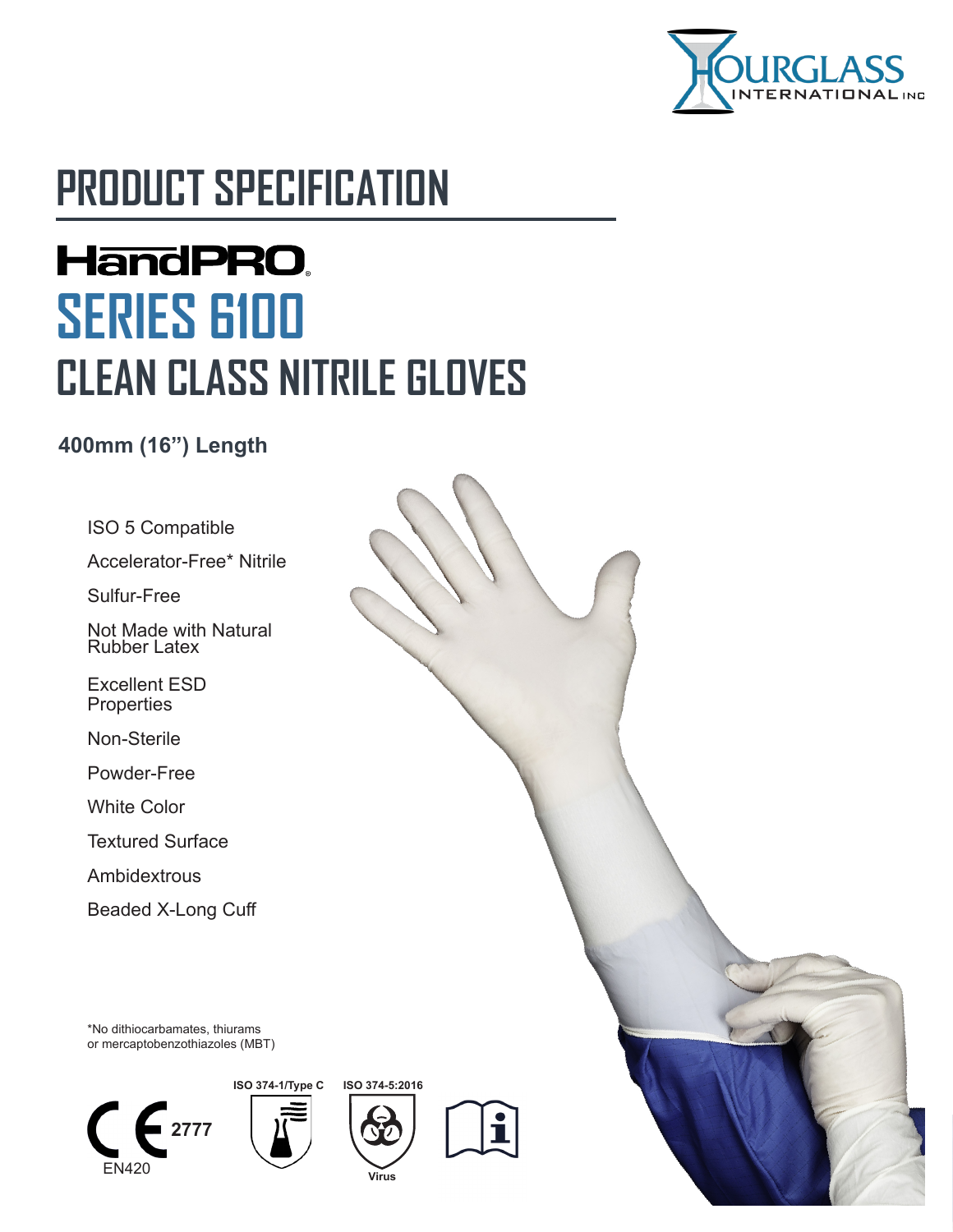HOURGLASS INTERNATIONAL INC

# PRODUCT SPECIFICATION

## HandPRO®
## SERIES 6100
## CLEAN CLASS NITRILE GLOVES

**400mm (16”) Length**

- ISO 5 Compatible
- Accelerator-Free* Nitrile
- Sulfur-Free
- Not Made with Natural Rubber Latex
- Excellent ESD Properties
- Non-Sterile
- Powder-Free
- White Color
- Textured Surface
- Ambidextrous
- Beaded X-Long Cuff

*No dithiocarbamates, thiurams or mercaptobenzothiazoles (MBT)

CE 2777 EN420

ISO 374-1/Type C

ISO 374-5:2016 Virus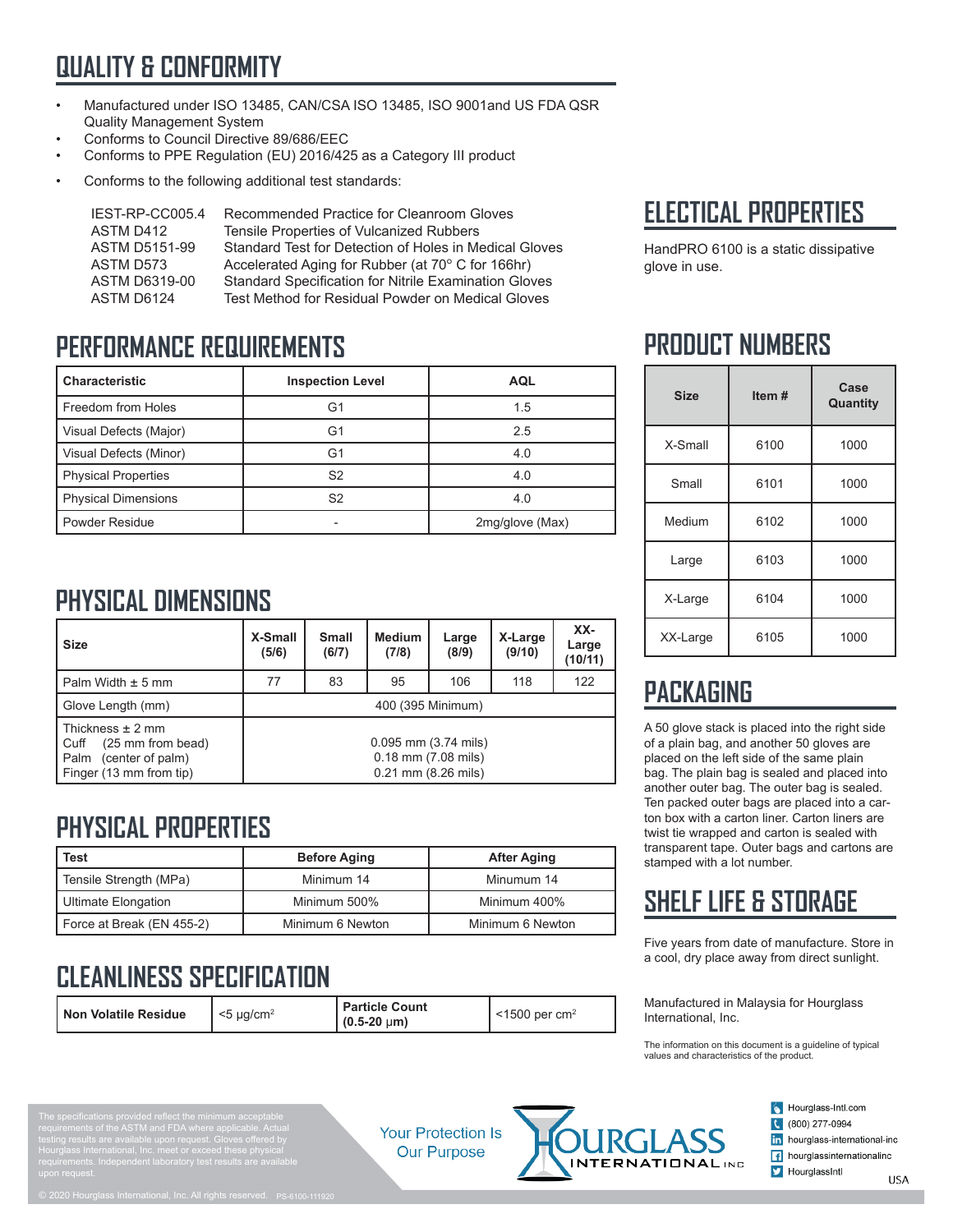## QUALITY & CONFORMITY

- Manufactured under ISO 13485, CAN/CSA ISO 13485, ISO 9001and US FDA QSR Quality Management System
- Conforms to Council Directive 89/686/EEC
- Conforms to PPE Regulation (EU) 2016/425 as a Category III product
- Conforms to the following additional test standards:

| | |
|---|---|
| IEST-RP-CC005.4 | Recommended Practice for Cleanroom Gloves |
| ASTM D412 | Tensile Properties of Vulcanized Rubbers |
| ASTM D5151-99 | Standard Test for Detection of Holes in Medical Gloves |
| ASTM D573 | Accelerated Aging for Rubber (at 70° C for 166hr) |
| ASTM D6319-00 | Standard Specification for Nitrile Examination Gloves |
| ASTM D6124 | Test Method for Residual Powder on Medical Gloves |

## PERFORMANCE REQUIREMENTS

| Characteristic | Inspection Level | AQL |
|---|---|---|
| Freedom from Holes | G1 | 1.5 |
| Visual Defects (Major) | G1 | 2.5 |
| Visual Defects (Minor) | G1 | 4.0 |
| Physical Properties | S2 | 4.0 |
| Physical Dimensions | S2 | 4.0 |
| Powder Residue | - | 2mg/glove (Max) |

## PHYSICAL DIMENSIONS

| Size | X-Small (5/6) | Small (6/7) | Medium (7/8) | Large (8/9) | X-Large (9/10) | XX-Large (10/11) |
|---|---|---|---|---|---|---|
| Palm Width ± 5 mm | 77 | 83 | 95 | 106 | 118 | 122 |
| Glove Length (mm) | 400 (395 Minimum) | | | | | |
| Thickness ± 2 mm<br>Cuff (25 mm from bead)<br>Palm (center of palm)<br>Finger (13 mm from tip) | <br>0.095 mm (3.74 mils)<br>0.18 mm (7.08 mils)<br>0.21 mm (8.26 mils) | | | | | |

## PHYSICAL PROPERTIES

| Test | Before Aging | After Aging |
|---|---|---|
| Tensile Strength (MPa) | Minimum 14 | Minumum 14 |
| Ultimate Elongation | Minimum 500% | Minimum 400% |
| Force at Break (EN 455-2) | Minimum 6 Newton | Minimum 6 Newton |

## CLEANLINESS SPECIFICATION

| | | | |
|---|---|---|---|
| **Non Volatile Residue** | <5 µg/cm² | **Particle Count (0.5-20 µm)** | <1500 per cm² |

## ELECTICAL PROPERTIES

HandPRO 6100 is a static dissipative glove in use.

## PRODUCT NUMBERS

| Size | Item # | Case Quantity |
|---|---|---|
| X-Small | 6100 | 1000 |
| Small | 6101 | 1000 |
| Medium | 6102 | 1000 |
| Large | 6103 | 1000 |
| X-Large | 6104 | 1000 |
| XX-Large | 6105 | 1000 |

## PACKAGING

A 50 glove stack is placed into the right side of a plain bag, and another 50 gloves are placed on the left side of the same plain bag. The plain bag is sealed and placed into another outer bag. The outer bag is sealed. Ten packed outer bags are placed into a carton box with a carton liner. Carton liners are twist tie wrapped and carton is sealed with transparent tape. Outer bags and cartons are stamped with a lot number.

## SHELF LIFE & STORAGE

Five years from date of manufacture. Store in a cool, dry place away from direct sunlight.

Manufactured in Malaysia for Hourglass International, Inc.

The information on this document is a guideline of typical values and characteristics of the product.

The specifications provided reflect the minimum acceptable requirements of the ASTM and FDA where applicable. Actual testing results are available upon request. Gloves offered by Hourglass International, Inc. meet or exceed these physical requirements. Independent laboratory test results are available upon request.

© 2020 Hourglass International, Inc. All rights reserved. PS-6100-111920

Your Protection Is Our Purpose

HOURGLASS INTERNATIONAL INC

Hourglass-Intl.com
(800) 277-0994
hourglass-international-inc
hourglassinternationalinc
HourglassIntl
USA